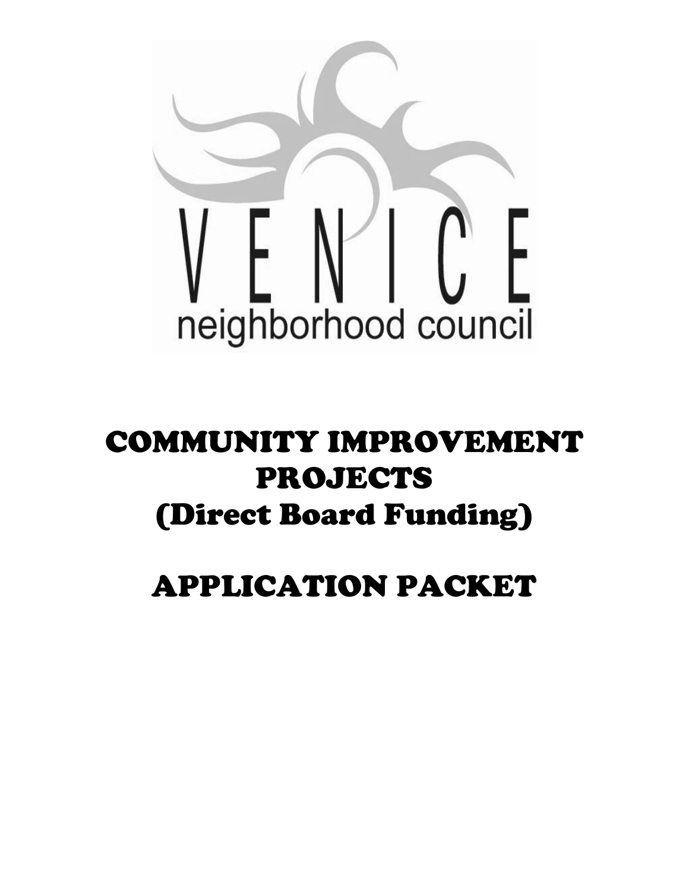VENICE

neighborhood council

# COMMUNITY IMPROVEMENT PROJECTS
# (Direct Board Funding)

# APPLICATION PACKET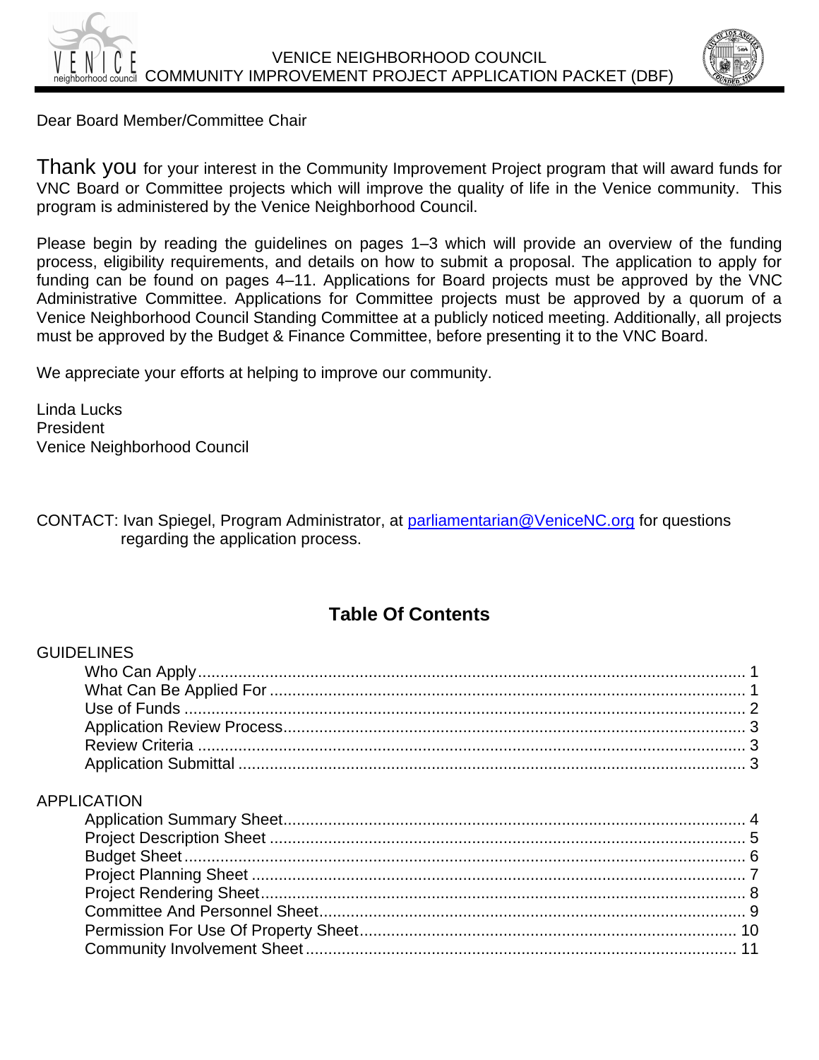VENICE NEIGHBORHOOD COUNCIL
COMMUNITY IMPROVEMENT PROJECT APPLICATION PACKET (DBF)

Dear Board Member/Committee Chair

Thank you for your interest in the Community Improvement Project program that will award funds for VNC Board or Committee projects which will improve the quality of life in the Venice community. This program is administered by the Venice Neighborhood Council.

Please begin by reading the guidelines on pages 1–3 which will provide an overview of the funding process, eligibility requirements, and details on how to submit a proposal. The application to apply for funding can be found on pages 4–11. Applications for Board projects must be approved by the VNC Administrative Committee. Applications for Committee projects must be approved by a quorum of a Venice Neighborhood Council Standing Committee at a publicly noticed meeting. Additionally, all projects must be approved by the Budget & Finance Committee, before presenting it to the VNC Board.

We appreciate your efforts at helping to improve our community.

Linda Lucks
President
Venice Neighborhood Council

CONTACT: Ivan Spiegel, Program Administrator, at parliamentarian@VeniceNC.org for questions regarding the application process.

## Table Of Contents

GUIDELINES

- Who Can Apply ........ 1
- What Can Be Applied For ........ 1
- Use of Funds ........ 2
- Application Review Process ........ 3
- Review Criteria ........ 3
- Application Submittal ........ 3

APPLICATION

- Application Summary Sheet ........ 4
- Project Description Sheet ........ 5
- Budget Sheet ........ 6
- Project Planning Sheet ........ 7
- Project Rendering Sheet ........ 8
- Committee And Personnel Sheet ........ 9
- Permission For Use Of Property Sheet ........ 10
- Community Involvement Sheet ........ 11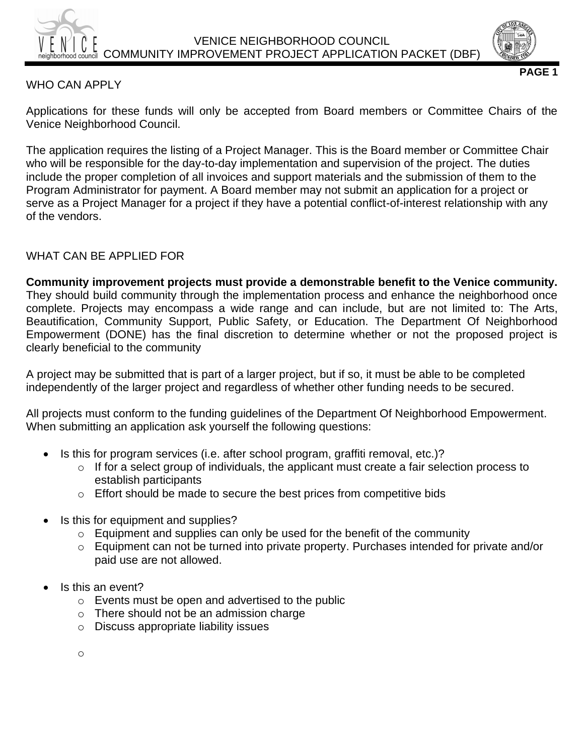## WHO CAN APPLY

Applications for these funds will only be accepted from Board members or Committee Chairs of the Venice Neighborhood Council.

The application requires the listing of a Project Manager. This is the Board member or Committee Chair who will be responsible for the day-to-day implementation and supervision of the project. The duties include the proper completion of all invoices and support materials and the submission of them to the Program Administrator for payment. A Board member may not submit an application for a project or serve as a Project Manager for a project if they have a potential conflict-of-interest relationship with any of the vendors.

## WHAT CAN BE APPLIED FOR

**Community improvement projects must provide a demonstrable benefit to the Venice community.** They should build community through the implementation process and enhance the neighborhood once complete. Projects may encompass a wide range and can include, but are not limited to: The Arts, Beautification, Community Support, Public Safety, or Education. The Department Of Neighborhood Empowerment (DONE) has the final discretion to determine whether or not the proposed project is clearly beneficial to the community

A project may be submitted that is part of a larger project, but if so, it must be able to be completed independently of the larger project and regardless of whether other funding needs to be secured.

All projects must conform to the funding guidelines of the Department Of Neighborhood Empowerment. When submitting an application ask yourself the following questions:

- Is this for program services (i.e. after school program, graffiti removal, etc.)?
  - If for a select group of individuals, the applicant must create a fair selection process to establish participants
  - Effort should be made to secure the best prices from competitive bids

- Is this for equipment and supplies?
  - Equipment and supplies can only be used for the benefit of the community
  - Equipment can not be turned into private property. Purchases intended for private and/or paid use are not allowed.

- Is this an event?
  - Events must be open and advertised to the public
  - There should not be an admission charge
  - Discuss appropriate liability issues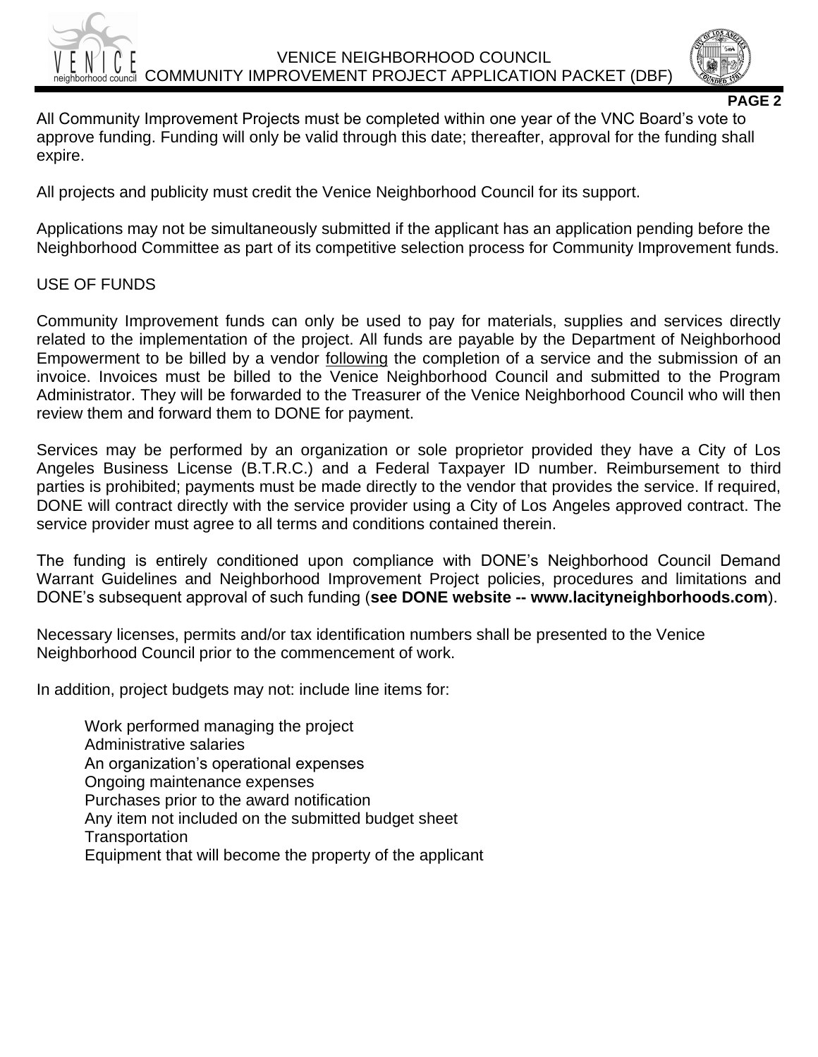All Community Improvement Projects must be completed within one year of the VNC Board's vote to approve funding. Funding will only be valid through this date; thereafter, approval for the funding shall expire.

All projects and publicity must credit the Venice Neighborhood Council for its support.

Applications may not be simultaneously submitted if the applicant has an application pending before the Neighborhood Committee as part of its competitive selection process for Community Improvement funds.

USE OF FUNDS

Community Improvement funds can only be used to pay for materials, supplies and services directly related to the implementation of the project. All funds are payable by the Department of Neighborhood Empowerment to be billed by a vendor following the completion of a service and the submission of an invoice. Invoices must be billed to the Venice Neighborhood Council and submitted to the Program Administrator. They will be forwarded to the Treasurer of the Venice Neighborhood Council who will then review them and forward them to DONE for payment.

Services may be performed by an organization or sole proprietor provided they have a City of Los Angeles Business License (B.T.R.C.) and a Federal Taxpayer ID number. Reimbursement to third parties is prohibited; payments must be made directly to the vendor that provides the service. If required, DONE will contract directly with the service provider using a City of Los Angeles approved contract. The service provider must agree to all terms and conditions contained therein.

The funding is entirely conditioned upon compliance with DONE's Neighborhood Council Demand Warrant Guidelines and Neighborhood Improvement Project policies, procedures and limitations and DONE's subsequent approval of such funding (**see DONE website -- www.lacityneighborhoods.com**).

Necessary licenses, permits and/or tax identification numbers shall be presented to the Venice Neighborhood Council prior to the commencement of work.

In addition, project budgets may not: include line items for:

- Work performed managing the project
- Administrative salaries
- An organization's operational expenses
- Ongoing maintenance expenses
- Purchases prior to the award notification
- Any item not included on the submitted budget sheet
- Transportation
- Equipment that will become the property of the applicant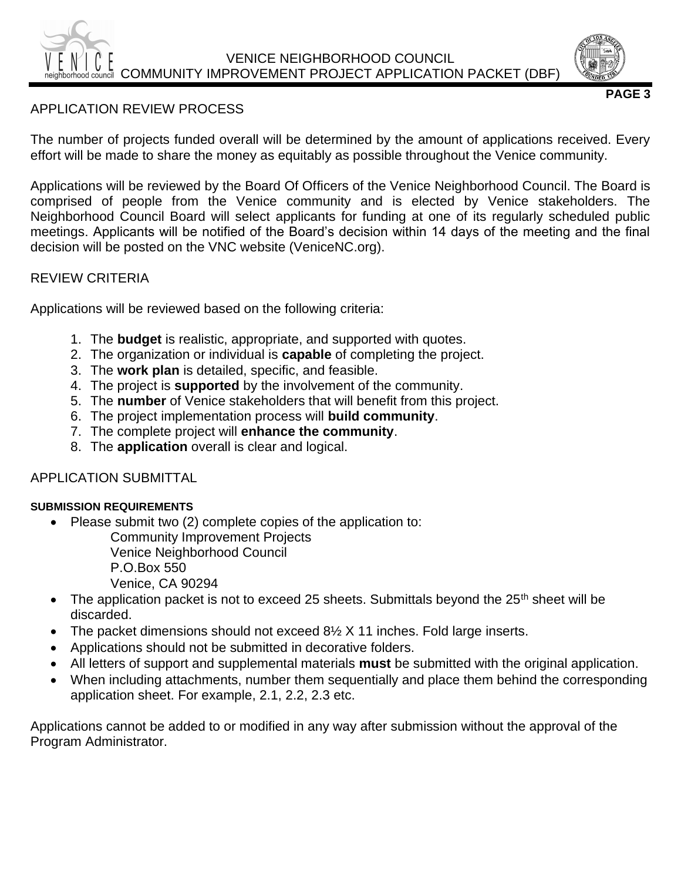## APPLICATION REVIEW PROCESS

The number of projects funded overall will be determined by the amount of applications received. Every effort will be made to share the money as equitably as possible throughout the Venice community.

Applications will be reviewed by the Board Of Officers of the Venice Neighborhood Council. The Board is comprised of people from the Venice community and is elected by Venice stakeholders. The Neighborhood Council Board will select applicants for funding at one of its regularly scheduled public meetings. Applicants will be notified of the Board's decision within 14 days of the meeting and the final decision will be posted on the VNC website (VeniceNC.org).

## REVIEW CRITERIA

Applications will be reviewed based on the following criteria:

1. The **budget** is realistic, appropriate, and supported with quotes.
2. The organization or individual is **capable** of completing the project.
3. The **work plan** is detailed, specific, and feasible.
4. The project is **supported** by the involvement of the community.
5. The **number** of Venice stakeholders that will benefit from this project.
6. The project implementation process will **build community**.
7. The complete project will **enhance the community**.
8. The **application** overall is clear and logical.

## APPLICATION SUBMITTAL

### SUBMISSION REQUIREMENTS

- Please submit two (2) complete copies of the application to:
  Community Improvement Projects
  Venice Neighborhood Council
  P.O.Box 550
  Venice, CA 90294
- The application packet is not to exceed 25 sheets. Submittals beyond the 25th sheet will be discarded.
- The packet dimensions should not exceed 8½ X 11 inches. Fold large inserts.
- Applications should not be submitted in decorative folders.
- All letters of support and supplemental materials **must** be submitted with the original application.
- When including attachments, number them sequentially and place them behind the corresponding application sheet. For example, 2.1, 2.2, 2.3 etc.

Applications cannot be added to or modified in any way after submission without the approval of the Program Administrator.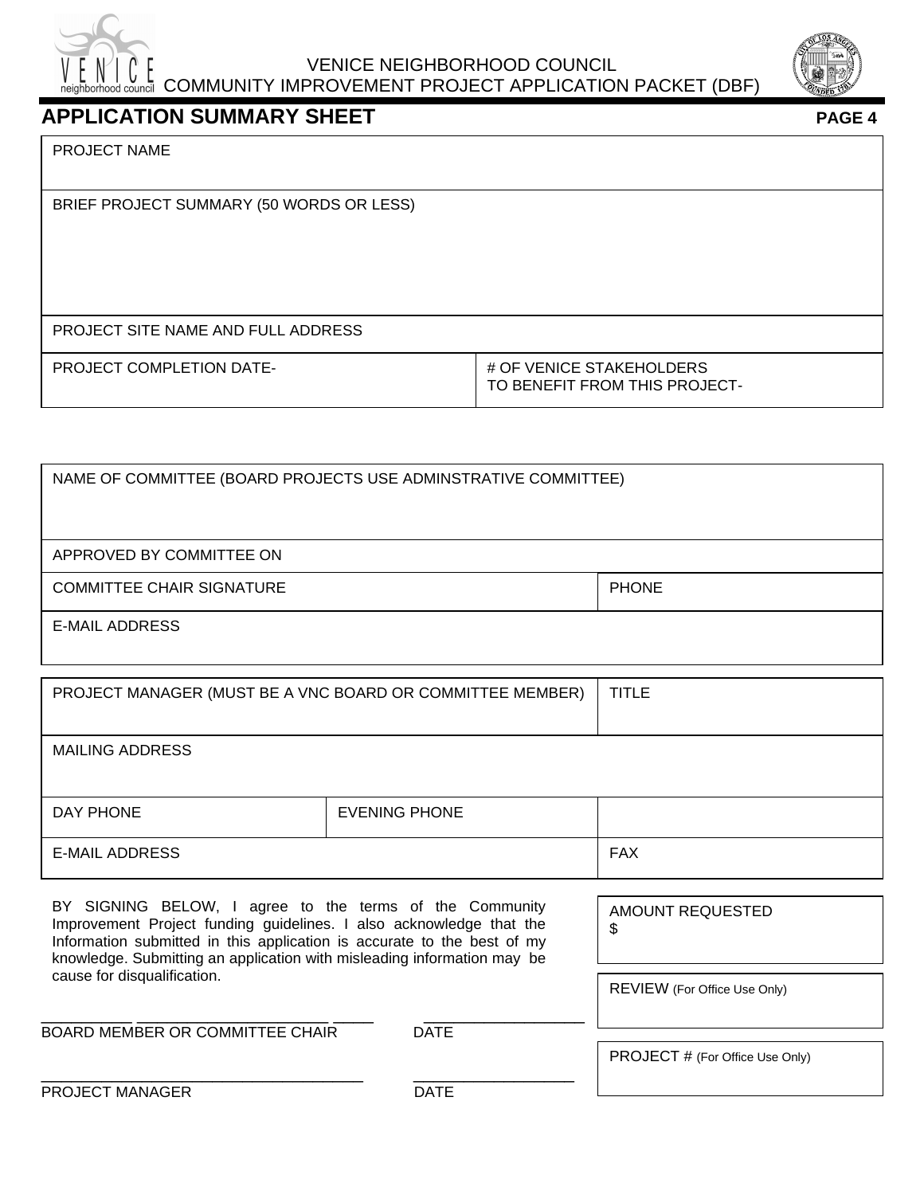VENICE NEIGHBORHOOD COUNCIL
COMMUNITY IMPROVEMENT PROJECT APPLICATION PACKET (DBF)

## APPLICATION SUMMARY SHEET

**PAGE 4**

| PROJECT NAME | |
|---|---|
| BRIEF PROJECT SUMMARY (50 WORDS OR LESS) | |
| PROJECT SITE NAME AND FULL ADDRESS | |
| PROJECT COMPLETION DATE- | # OF VENICE STAKEHOLDERS TO BENEFIT FROM THIS PROJECT- |

| NAME OF COMMITTEE (BOARD PROJECTS USE ADMINSTRATIVE COMMITTEE) | |
|---|---|
| APPROVED BY COMMITTEE ON | |
| COMMITTEE CHAIR SIGNATURE | PHONE |
| E-MAIL ADDRESS | |

| PROJECT MANAGER (MUST BE A VNC BOARD OR COMMITTEE MEMBER) | | TITLE |
|---|---|---|
| MAILING ADDRESS | | |
| DAY PHONE | EVENING PHONE | |
| E-MAIL ADDRESS | | FAX |

BY SIGNING BELOW, I agree to the terms of the Community Improvement Project funding guidelines. I also acknowledge that the Information submitted in this application is accurate to the best of my knowledge. Submitting an application with misleading information may be cause for disqualification.

___________________________________ ________________
BOARD MEMBER OR COMMITTEE CHAIR DATE

___________________________________ ________________
PROJECT MANAGER DATE

| AMOUNT REQUESTED $ |
|---|
| REVIEW (For Office Use Only) |
| PROJECT # (For Office Use Only) |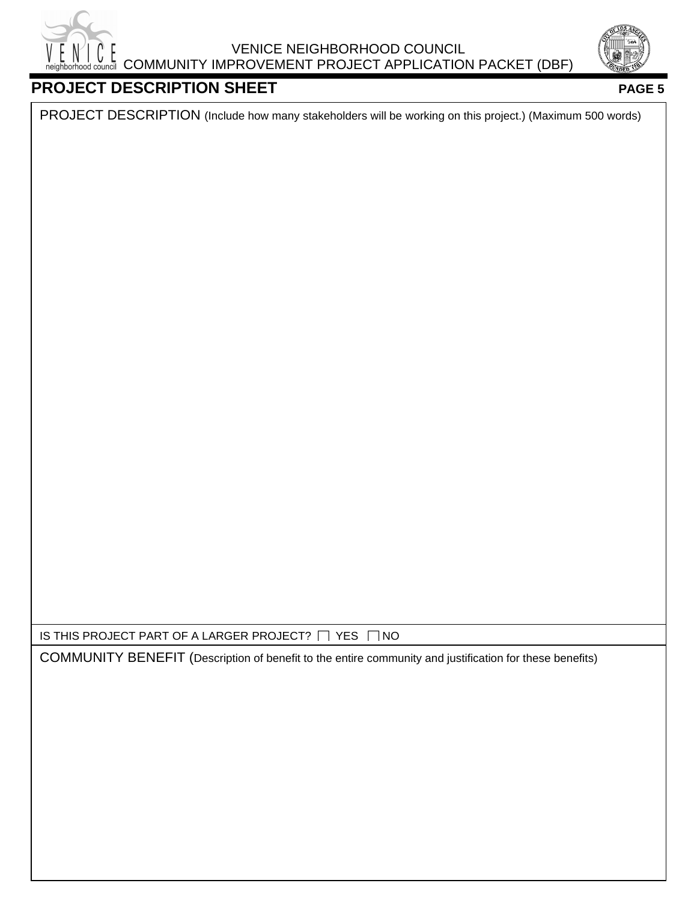VENICE NEIGHBORHOOD COUNCIL
COMMUNITY IMPROVEMENT PROJECT APPLICATION PACKET (DBF)

## PROJECT DESCRIPTION SHEET

PROJECT DESCRIPTION (Include how many stakeholders will be working on this project.) (Maximum 500 words)

IS THIS PROJECT PART OF A LARGER PROJECT? ☐ YES ☐ NO

COMMUNITY BENEFIT (Description of benefit to the entire community and justification for these benefits)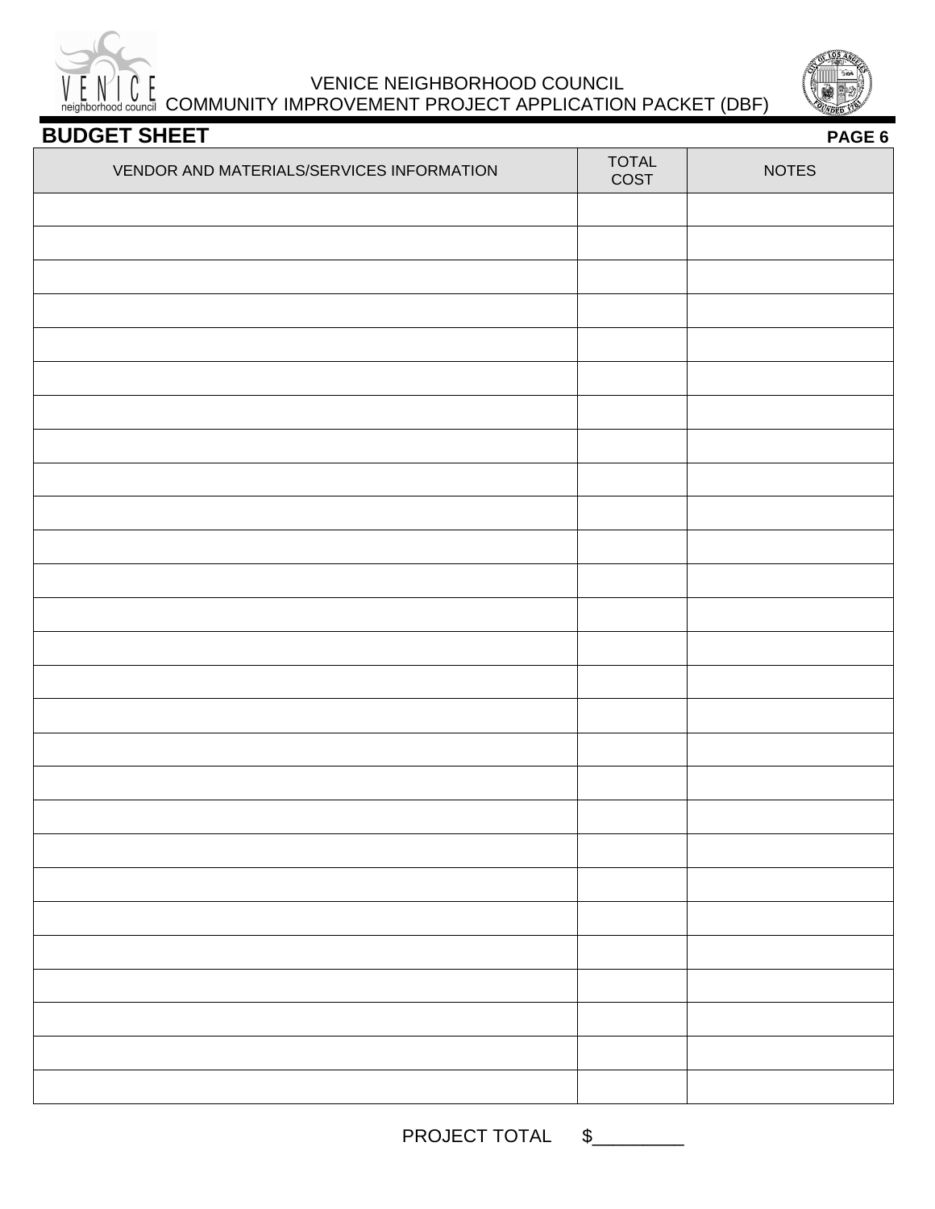VENICE NEIGHBORHOOD COUNCIL
COMMUNITY IMPROVEMENT PROJECT APPLICATION PACKET (DBF)

## BUDGET SHEET

**PAGE 6**

| VENDOR AND MATERIALS/SERVICES INFORMATION | TOTAL COST | NOTES |
|---|---|---|
| | | |
| | | |
| | | |
| | | |
| | | |
| | | |
| | | |
| | | |
| | | |
| | | |
| | | |
| | | |
| | | |
| | | |
| | | |
| | | |
| | | |
| | | |
| | | |
| | | |
| | | |
| | | |
| | | |
| | | |
| | | |
| | | |
| | | |

PROJECT TOTAL $_________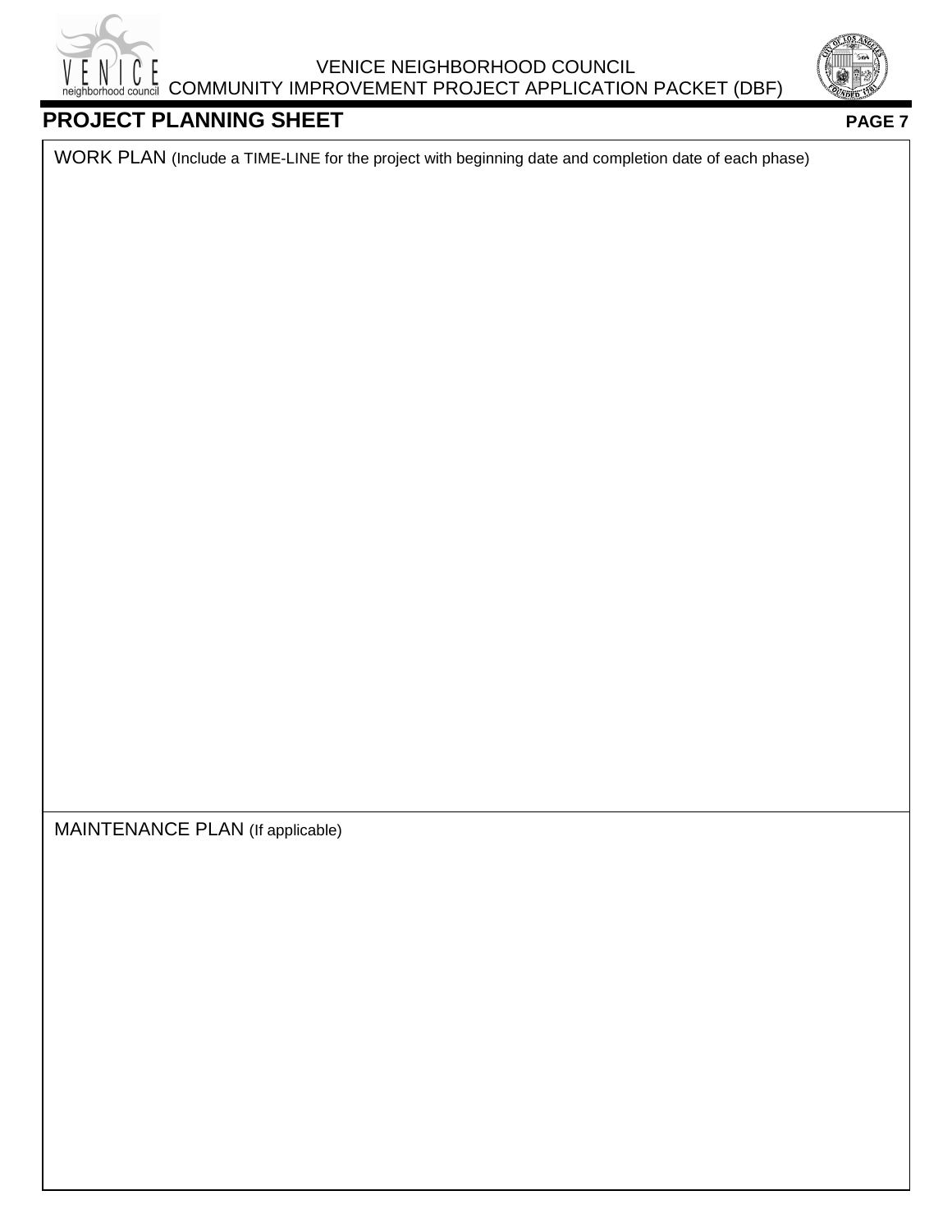VENICE NEIGHBORHOOD COUNCIL
COMMUNITY IMPROVEMENT PROJECT APPLICATION PACKET (DBF)

## PROJECT PLANNING SHEET

**PAGE 7**

WORK PLAN (Include a TIME-LINE for the project with beginning date and completion date of each phase)

MAINTENANCE PLAN (If applicable)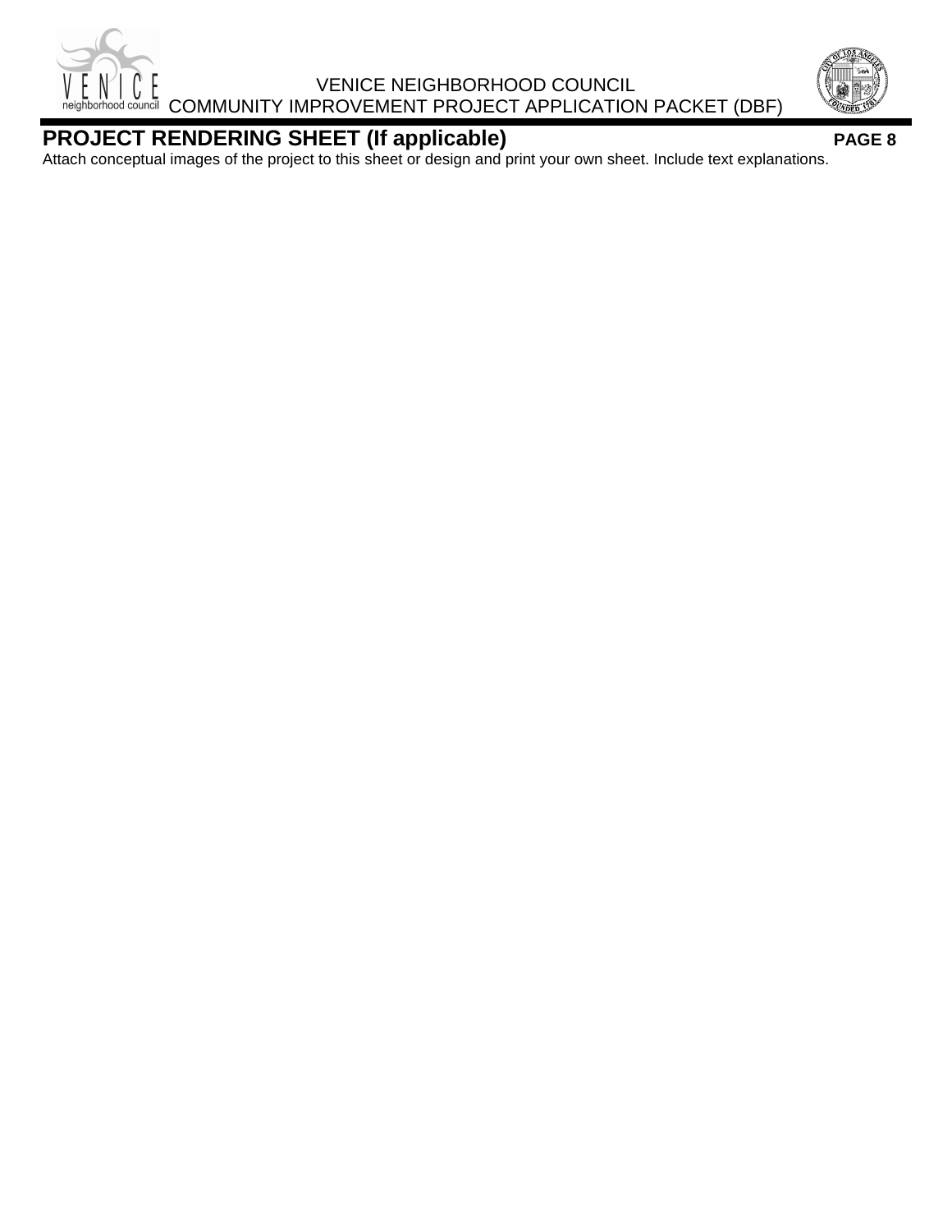VENICE NEIGHBORHOOD COUNCIL
COMMUNITY IMPROVEMENT PROJECT APPLICATION PACKET (DBF)

## PROJECT RENDERING SHEET (If applicable)

**PAGE 8**

Attach conceptual images of the project to this sheet or design and print your own sheet. Include text explanations.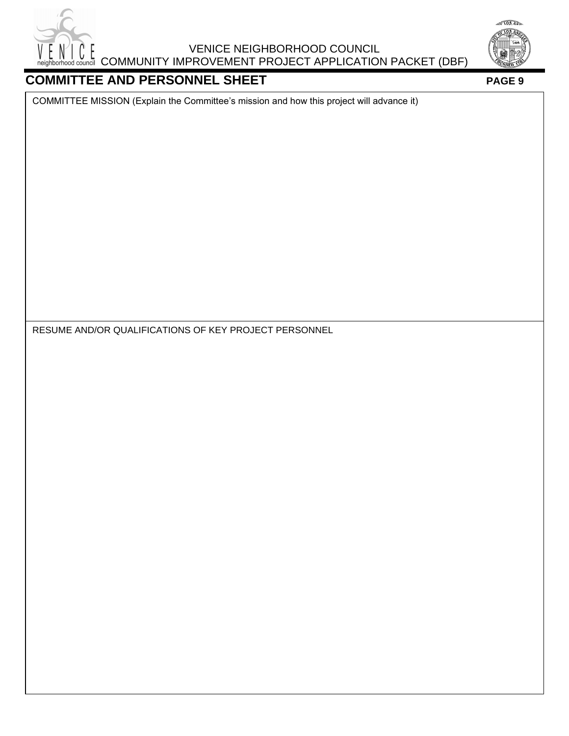VENICE NEIGHBORHOOD COUNCIL
COMMUNITY IMPROVEMENT PROJECT APPLICATION PACKET (DBF)

## COMMITTEE AND PERSONNEL SHEET

COMMITTEE MISSION (Explain the Committee's mission and how this project will advance it)

RESUME AND/OR QUALIFICATIONS OF KEY PROJECT PERSONNEL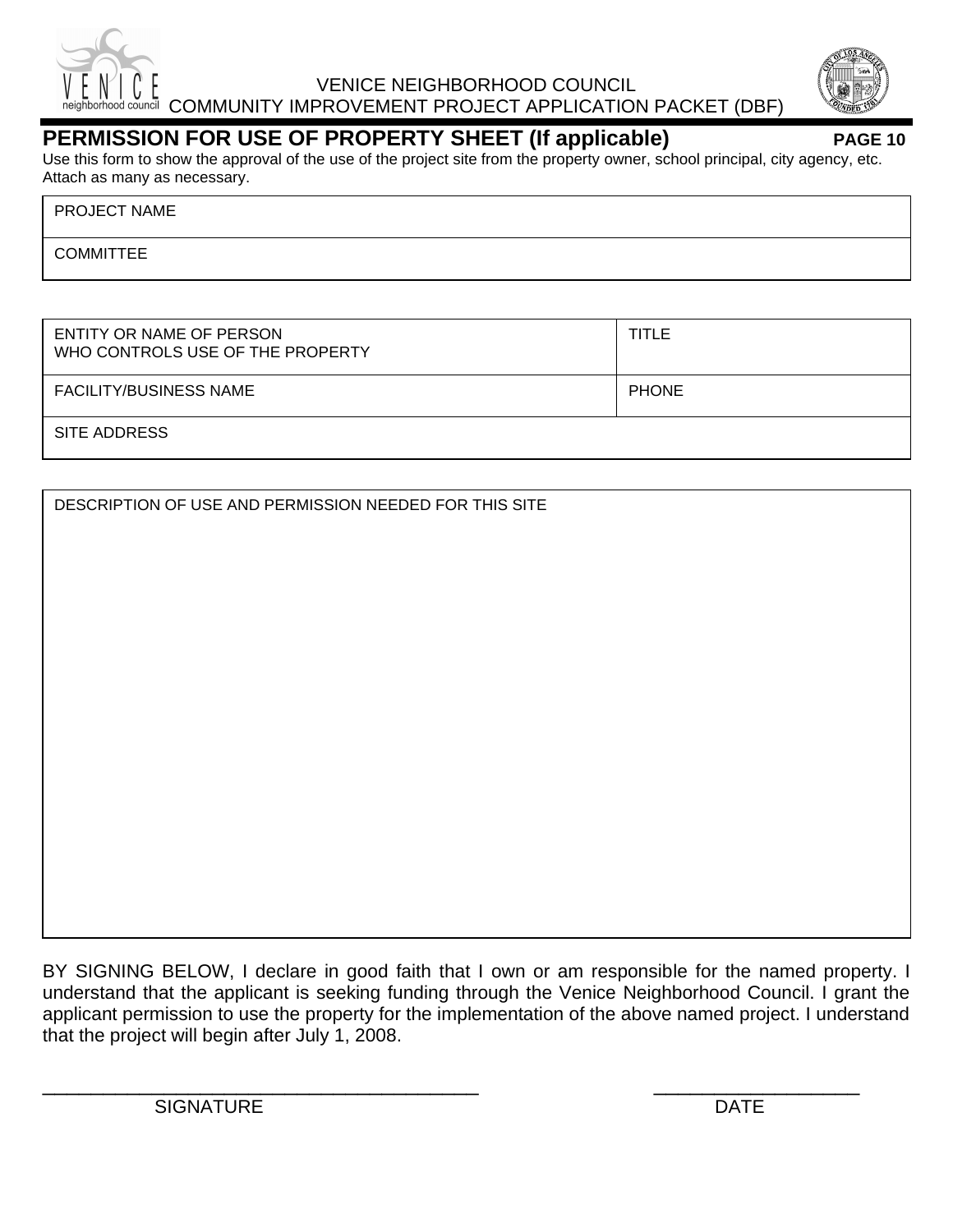VENICE NEIGHBORHOOD COUNCIL
COMMUNITY IMPROVEMENT PROJECT APPLICATION PACKET (DBF)

## PERMISSION FOR USE OF PROPERTY SHEET (If applicable)

**PAGE 10**

Use this form to show the approval of the use of the project site from the property owner, school principal, city agency, etc. Attach as many as necessary.

| PROJECT NAME |
|---|
| COMMITTEE |

| ENTITY OR NAME OF PERSON WHO CONTROLS USE OF THE PROPERTY | TITLE |
|---|---|
| FACILITY/BUSINESS NAME | PHONE |
| SITE ADDRESS | |

| DESCRIPTION OF USE AND PERMISSION NEEDED FOR THIS SITE |
|---|
| |

BY SIGNING BELOW, I declare in good faith that I own or am responsible for the named property. I understand that the applicant is seeking funding through the Venice Neighborhood Council. I grant the applicant permission to use the property for the implementation of the above named project. I understand that the project will begin after July 1, 2008.

_________________________________________ SIGNATURE

____________________ DATE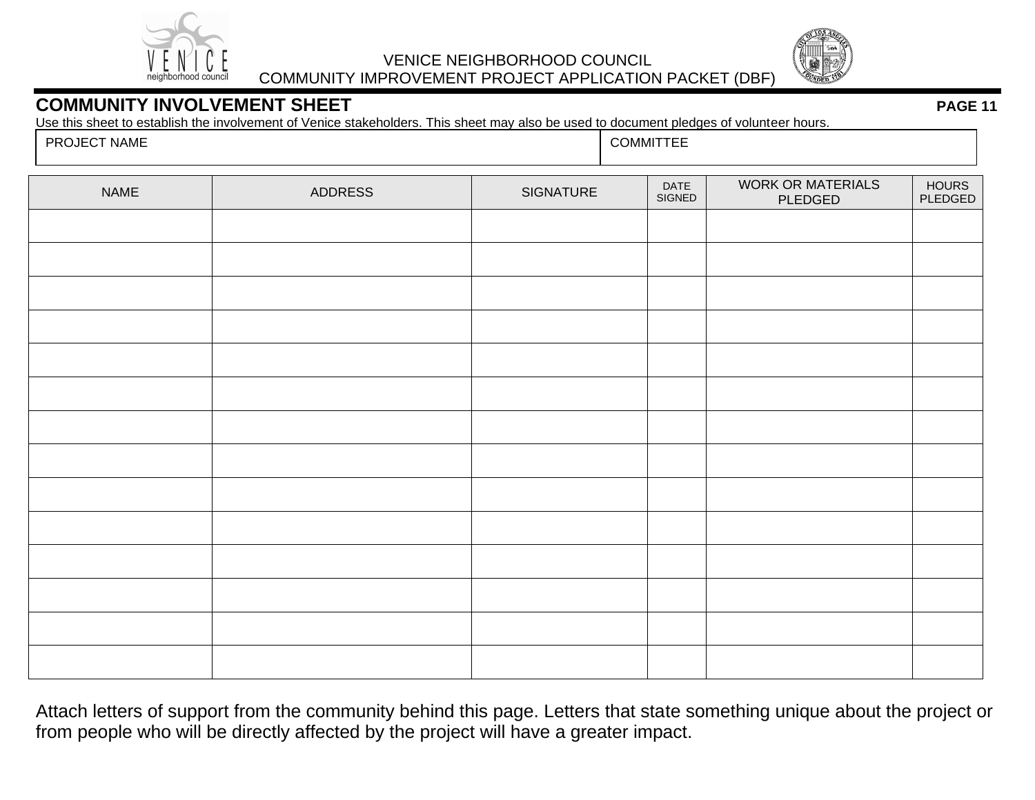VENICE NEIGHBORHOOD COUNCIL
COMMUNITY IMPROVEMENT PROJECT APPLICATION PACKET (DBF)

## COMMUNITY INVOLVEMENT SHEET

Use this sheet to establish the involvement of Venice stakeholders. This sheet may also be used to document pledges of volunteer hours.

| PROJECT NAME | COMMITTEE |
|---|---|
| | |

| NAME | ADDRESS | SIGNATURE | DATE SIGNED | WORK OR MATERIALS PLEDGED | HOURS PLEDGED |
|---|---|---|---|---|---|
| | | | | | |
| | | | | | |
| | | | | | |
| | | | | | |
| | | | | | |
| | | | | | |
| | | | | | |
| | | | | | |
| | | | | | |
| | | | | | |
| | | | | | |
| | | | | | |
| | | | | | |
| | | | | | |

Attach letters of support from the community behind this page. Letters that state something unique about the project or from people who will be directly affected by the project will have a greater impact.